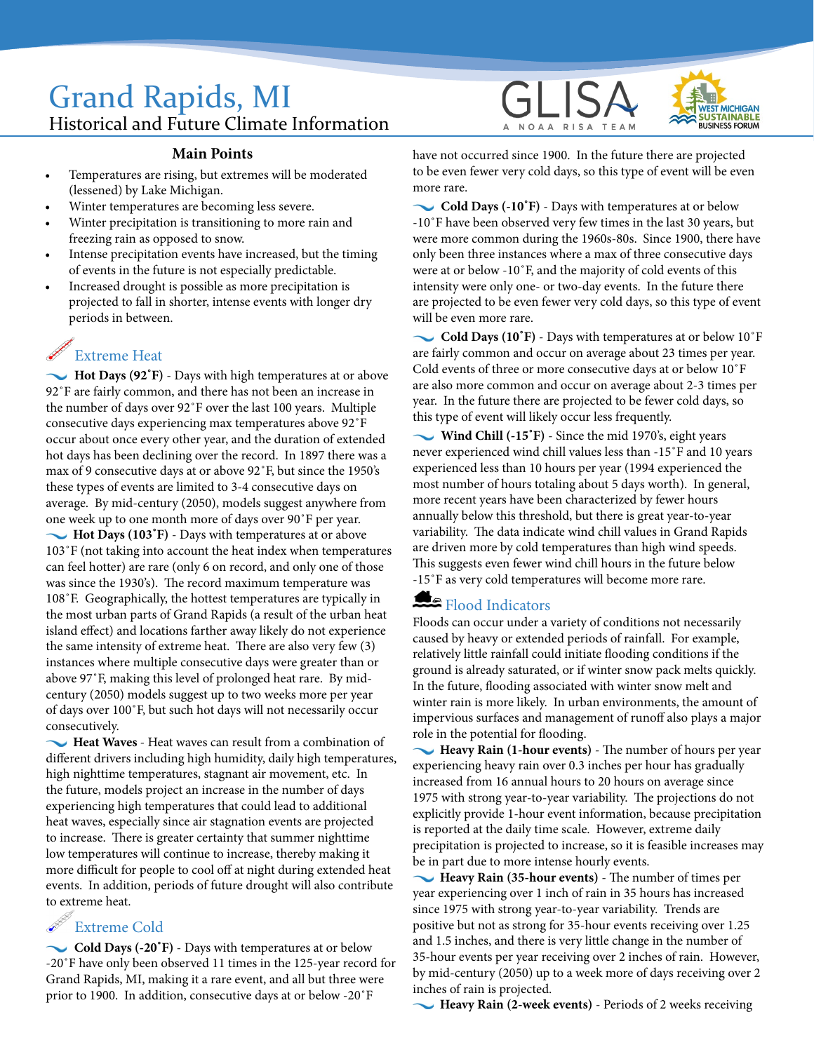# Grand Rapids, MI

## Historical and Future Climate Information

### Main Points

- Temperatures are rising, but extremes will be moderated (lessened) by Lake Michigan.
- Winter temperatures are becoming less severe.
- Winter precipitation is transitioning to more rain and freezing rain as opposed to snow.
- Intense precipitation events have increased, but the timing of events in the future is not especially predictable.
- Increased drought is possible as more precipitation is projected to fall in shorter, intense events with longer dry periods in between.

### Extreme Heat

**Hot Days (92˚F)** - Days with high temperatures at or above 92˚F are fairly common, and there has not been an increase in the number of days over 92˚F over the last 100 years. Multiple consecutive days experiencing max temperatures above 92˚F occur about once every other year, and the duration of extended hot days has been declining over the record. In 1897 there was a max of 9 consecutive days at or above 92˚F, but since the 1950's these types of events are limited to 3-4 consecutive days on average. By mid-century (2050), models suggest anywhere from one week up to one month more of days over 90˚F per year.

**Hot Days (103˚F)** - Days with temperatures at or above 103˚F (not taking into account the heat index when temperatures can feel hotter) are rare (only 6 on record, and only one of those was since the 1930's). The record maximum temperature was 108˚F. Geographically, the hottest temperatures are typically in the most urban parts of Grand Rapids (a result of the urban heat island effect) and locations farther away likely do not experience the same intensity of extreme heat. There are also very few (3) instances where multiple consecutive days were greater than or above 97˚F, making this level of prolonged heat rare. By mid-century (2050) models suggest up to two weeks more per year of days over 100˚F, but such hot days will not necessarily occur consecutively.

**Heat Waves** - Heat waves can result from a combination of different drivers including high humidity, daily high temperatures, high nighttime temperatures, stagnant air movement, etc. In the future, models project an increase in the number of days experiencing high temperatures that could lead to additional heat waves, especially since air stagnation events are projected to increase. There is greater certainty that summer nighttime low temperatures will continue to increase, thereby making it more difficult for people to cool off at night during extended heat events. In addition, periods of future drought will also contribute to extreme heat.

### Extreme Cold

**Cold Days (-20˚F)** - Days with temperatures at or below -20˚F have only been observed 11 times in the 125-year record for Grand Rapids, MI, making it a rare event, and all but three were prior to 1900. In addition, consecutive days at or below -20˚F have not occurred since 1900. In the future there are projected to be even fewer very cold days, so this type of event will be even more rare.

**Cold Days (-10˚F)** - Days with temperatures at or below -10˚F have been observed very few times in the last 30 years, but were more common during the 1960s-80s. Since 1900, there have only been three instances where a max of three consecutive days were at or below -10˚F, and the majority of cold events of this intensity were only one- or two-day events. In the future there are projected to be even fewer very cold days, so this type of event will be even more rare.

**Cold Days (10˚F)** - Days with temperatures at or below 10˚F are fairly common and occur on average about 23 times per year. Cold events of three or more consecutive days at or below 10˚F are also more common and occur on average about 2-3 times per year. In the future there are projected to be fewer cold days, so this type of event will likely occur less frequently.

**Wind Chill (-15˚F)** - Since the mid 1970's, eight years never experienced wind chill values less than -15˚F and 10 years experienced less than 10 hours per year (1994 experienced the most number of hours totaling about 5 days worth). In general, more recent years have been characterized by fewer hours annually below this threshold, but there is great year-to-year variability. The data indicate wind chill values in Grand Rapids are driven more by cold temperatures than high wind speeds. This suggests even fewer wind chill hours in the future below -15˚F as very cold temperatures will become more rare.

### Flood Indicators

Floods can occur under a variety of conditions not necessarily caused by heavy or extended periods of rainfall. For example, relatively little rainfall could initiate flooding conditions if the ground is already saturated, or if winter snow pack melts quickly. In the future, flooding associated with winter snow melt and winter rain is more likely. In urban environments, the amount of impervious surfaces and management of runoff also plays a major role in the potential for flooding.

**Heavy Rain (1-hour events)** - The number of hours per year experiencing heavy rain over 0.3 inches per hour has gradually increased from 16 annual hours to 20 hours on average since 1975 with strong year-to-year variability. The projections do not explicitly provide 1-hour event information, because precipitation is reported at the daily time scale. However, extreme daily precipitation is projected to increase, so it is feasible increases may be in part due to more intense hourly events.

**Heavy Rain (35-hour events)** - The number of times per year experiencing over 1 inch of rain in 35 hours has increased since 1975 with strong year-to-year variability. Trends are positive but not as strong for 35-hour events receiving over 1.25 and 1.5 inches, and there is very little change in the number of 35-hour events per year receiving over 2 inches of rain. However, by mid-century (2050) up to a week more of days receiving over 2 inches of rain is projected.

**Heavy Rain (2-week events)** - Periods of 2 weeks receiving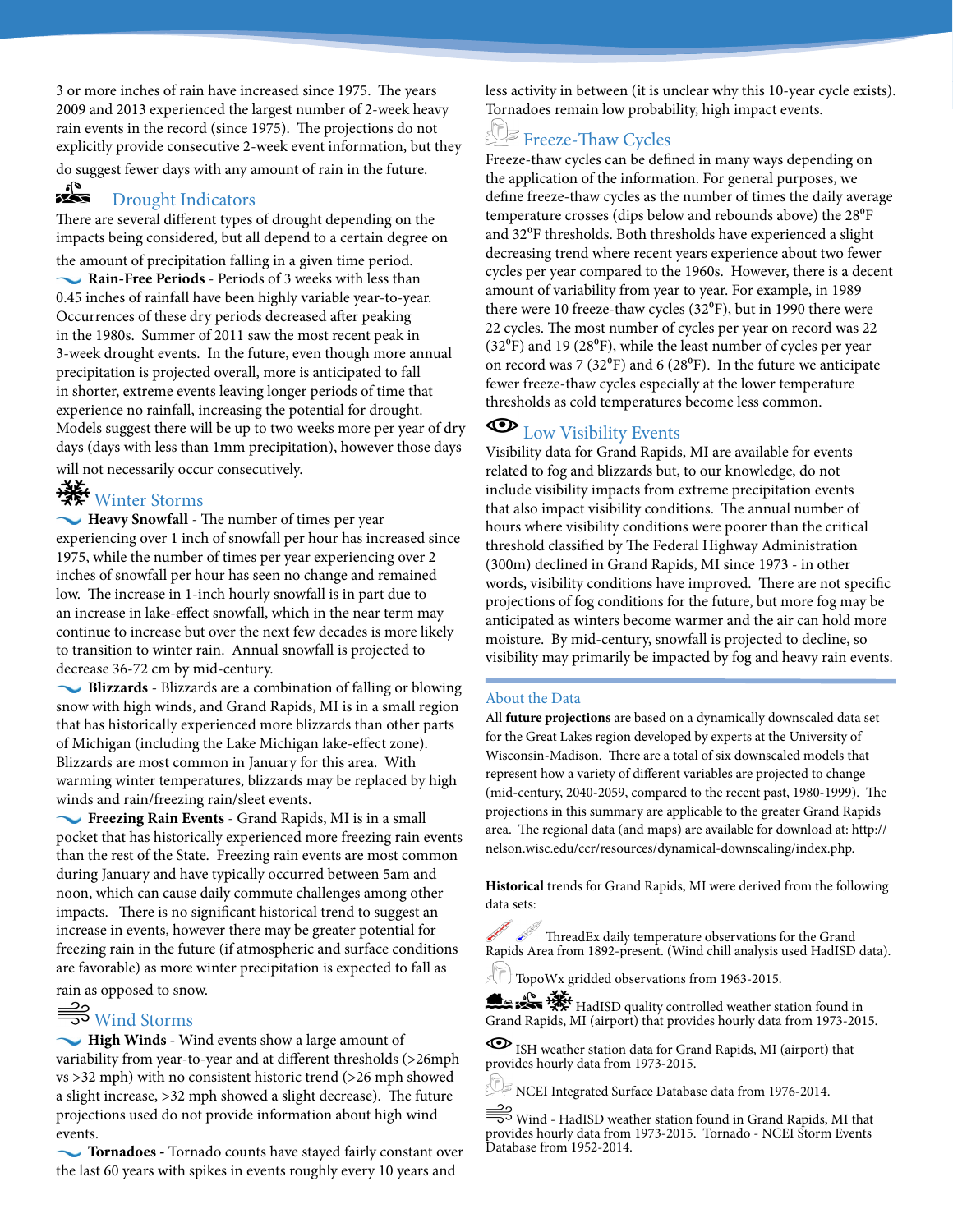3 or more inches of rain have increased since 1975. The years 2009 and 2013 experienced the largest number of 2-week heavy rain events in the record (since 1975). The projections do not explicitly provide consecutive 2-week event information, but they do suggest fewer days with any amount of rain in the future.

## Drought Indicators

There are several different types of drought depending on the impacts being considered, but all depend to a certain degree on the amount of precipitation falling in a given time period.

**Rain-Free Periods** - Periods of 3 weeks with less than 0.45 inches of rainfall have been highly variable year-to-year. Occurrences of these dry periods decreased after peaking in the 1980s. Summer of 2011 saw the most recent peak in 3-week drought events. In the future, even though more annual precipitation is projected overall, more is anticipated to fall in shorter, extreme events leaving longer periods of time that experience no rainfall, increasing the potential for drought. Models suggest there will be up to two weeks more per year of dry days (days with less than 1mm precipitation), however those days will not necessarily occur consecutively.

## Winter Storms

**Heavy Snowfall** - The number of times per year experiencing over 1 inch of snowfall per hour has increased since 1975, while the number of times per year experiencing over 2 inches of snowfall per hour has seen no change and remained low. The increase in 1-inch hourly snowfall is in part due to an increase in lake-effect snowfall, which in the near term may continue to increase but over the next few decades is more likely to transition to winter rain. Annual snowfall is projected to decrease 36-72 cm by mid-century.

**Blizzards** - Blizzards are a combination of falling or blowing snow with high winds, and Grand Rapids, MI is in a small region that has historically experienced more blizzards than other parts of Michigan (including the Lake Michigan lake-effect zone). Blizzards are most common in January for this area. With warming winter temperatures, blizzards may be replaced by high winds and rain/freezing rain/sleet events.

**Freezing Rain Events** - Grand Rapids, MI is in a small pocket that has historically experienced more freezing rain events than the rest of the State. Freezing rain events are most common during January and have typically occurred between 5am and noon, which can cause daily commute challenges among other impacts. There is no significant historical trend to suggest an increase in events, however there may be greater potential for freezing rain in the future (if atmospheric and surface conditions are favorable) as more winter precipitation is expected to fall as rain as opposed to snow.

## Wind Storms

**High Winds** - Wind events show a large amount of variability from year-to-year and at different thresholds (>26mph vs >32 mph) with no consistent historic trend (>26 mph showed a slight increase, >32 mph showed a slight decrease). The future projections used do not provide information about high wind events.

**Tornadoes** - Tornado counts have stayed fairly constant over the last 60 years with spikes in events roughly every 10 years and less activity in between (it is unclear why this 10-year cycle exists). Tornadoes remain low probability, high impact events.

## Freeze-Thaw Cycles

Freeze-thaw cycles can be defined in many ways depending on the application of the information. For general purposes, we define freeze-thaw cycles as the number of times the daily average temperature crosses (dips below and rebounds above) the 28°F and 32°F thresholds. Both thresholds have experienced a slight decreasing trend where recent years experience about two fewer cycles per year compared to the 1960s. However, there is a decent amount of variability from year to year. For example, in 1989 there were 10 freeze-thaw cycles (32°F), but in 1990 there were 22 cycles. The most number of cycles per year on record was 22 (32°F) and 19 (28°F), while the least number of cycles per year on record was 7 (32°F) and 6 (28°F). In the future we anticipate fewer freeze-thaw cycles especially at the lower temperature thresholds as cold temperatures become less common.

## Low Visibility Events

Visibility data for Grand Rapids, MI are available for events related to fog and blizzards but, to our knowledge, do not include visibility impacts from extreme precipitation events that also impact visibility conditions. The annual number of hours where visibility conditions were poorer than the critical threshold classified by The Federal Highway Administration (300m) declined in Grand Rapids, MI since 1973 - in other words, visibility conditions have improved. There are not specific projections of fog conditions for the future, but more fog may be anticipated as winters become warmer and the air can hold more moisture. By mid-century, snowfall is projected to decline, so visibility may primarily be impacted by fog and heavy rain events.

## About the Data

All **future projections** are based on a dynamically downscaled data set for the Great Lakes region developed by experts at the University of Wisconsin-Madison. There are a total of six downscaled models that represent how a variety of different variables are projected to change (mid-century, 2040-2059, compared to the recent past, 1980-1999). The projections in this summary are applicable to the greater Grand Rapids area. The regional data (and maps) are available for download at: http://nelson.wisc.edu/ccr/resources/dynamical-downscaling/index.php.

**Historical** trends for Grand Rapids, MI were derived from the following data sets:

ThreadEx daily temperature observations for the Grand Rapids Area from 1892-present. (Wind chill analysis used HadISD data).

TopoWx gridded observations from 1963-2015.

HadISD quality controlled weather station found in Grand Rapids, MI (airport) that provides hourly data from 1973-2015.

ISH weather station data for Grand Rapids, MI (airport) that provides hourly data from 1973-2015.

NCEI Integrated Surface Database data from 1976-2014.

Wind - HadISD weather station found in Grand Rapids, MI that provides hourly data from 1973-2015. Tornado - NCEI Storm Events Database from 1952-2014.